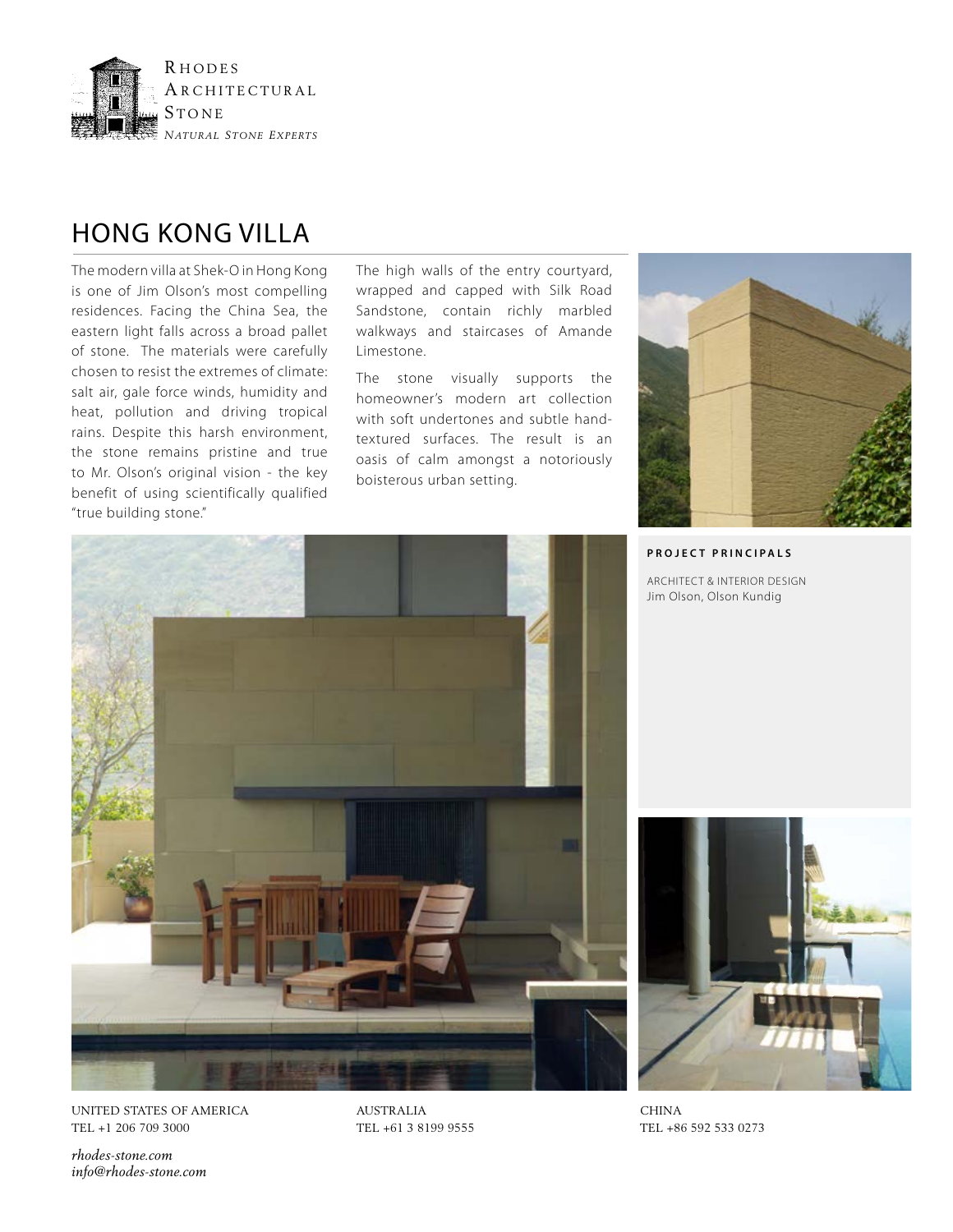Rhodes Architectural Stone
*Natural Stone Experts*

# HONG KONG VILLA

The modern villa at Shek-O in Hong Kong is one of Jim Olson's most compelling residences. Facing the China Sea, the eastern light falls across a broad pallet of stone. The materials were carefully chosen to resist the extremes of climate: salt air, gale force winds, humidity and heat, pollution and driving tropical rains. Despite this harsh environment, the stone remains pristine and true to Mr. Olson's original vision - the key benefit of using scientifically qualified "true building stone."

The high walls of the entry courtyard, wrapped and capped with Silk Road Sandstone, contain richly marbled walkways and staircases of Amande Limestone.

The stone visually supports the homeowner's modern art collection with soft undertones and subtle hand-textured surfaces. The result is an oasis of calm amongst a notoriously boisterous urban setting.

**PROJECT PRINCIPALS**

ARCHITECT & INTERIOR DESIGN
Jim Olson, Olson Kundig

UNITED STATES OF AMERICA
TEL +1 206 709 3000

AUSTRALIA
TEL +61 3 8199 9555

CHINA
TEL +86 592 533 0273

*rhodes-stone.com*
*info@rhodes-stone.com*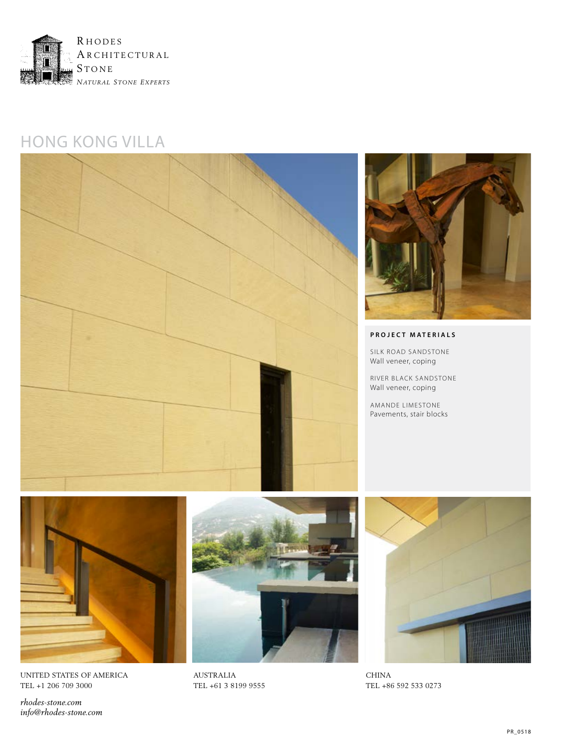Rhodes
Architectural
Stone
*Natural Stone Experts*

# HONG KONG VILLA

**PROJECT MATERIALS**

SILK ROAD SANDSTONE
Wall veneer, coping

RIVER BLACK SANDSTONE
Wall veneer, coping

AMANDE LIMESTONE
Pavements, stair blocks

UNITED STATES OF AMERICA
TEL +1 206 709 3000

AUSTRALIA
TEL +61 3 8199 9555

CHINA
TEL +86 592 533 0273

*rhodes-stone.com*
*info@rhodes-stone.com*

PR_0518